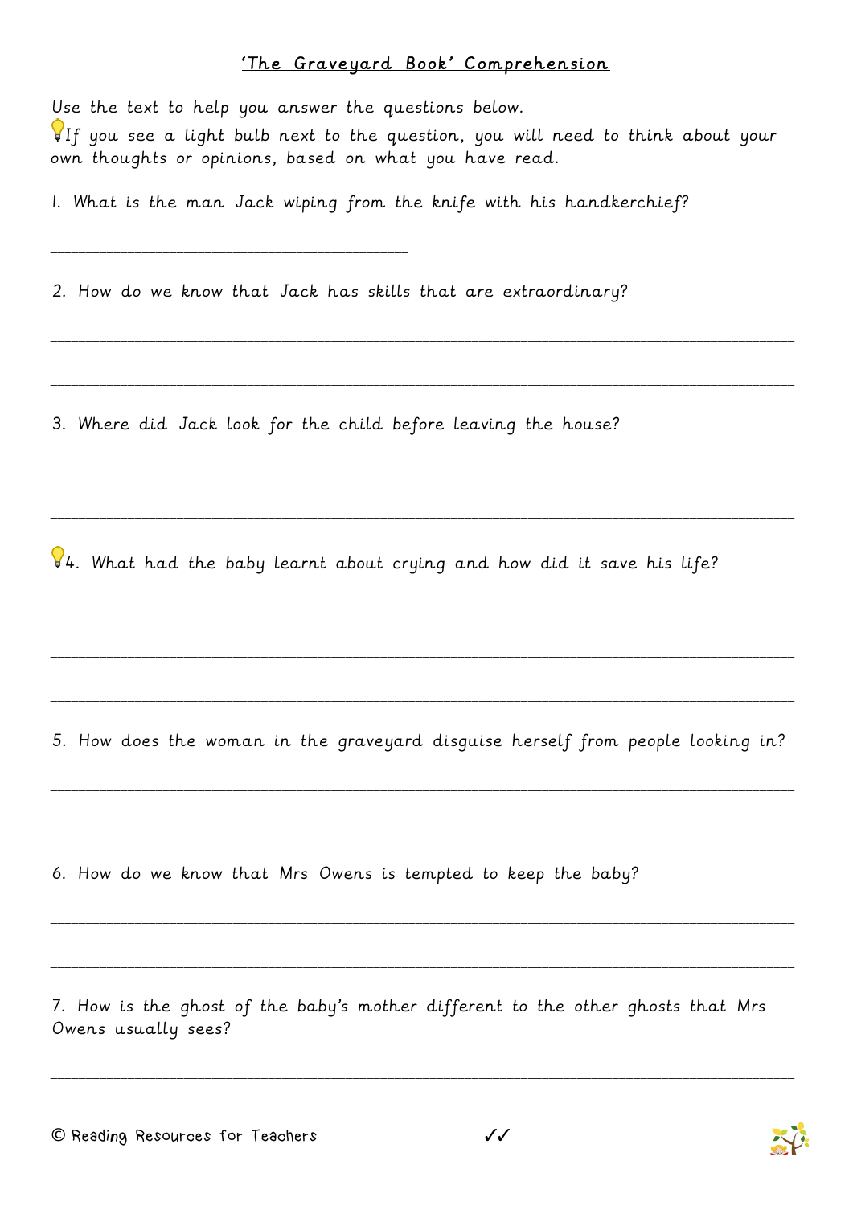# 'The Graveyard Book' Comprehension

Use the text to help you answer the questions below.

💡If you see a light bulb next to the question, you will need to think about your own thoughts or opinions, based on what you have read.

1. What is the man Jack wiping from the knife with his handkerchief?

_______________________________________

2. How do we know that Jack has skills that are extraordinary?

_______________________________________________________________________________

_______________________________________________________________________________

3. Where did Jack look for the child before leaving the house?

_______________________________________________________________________________

_______________________________________________________________________________

💡4. What had the baby learnt about crying and how did it save his life?

_______________________________________________________________________________

_______________________________________________________________________________

_______________________________________________________________________________

5. How does the woman in the graveyard disguise herself from people looking in?

_______________________________________________________________________________

_______________________________________________________________________________

6. How do we know that Mrs Owens is tempted to keep the baby?

_______________________________________________________________________________

_______________________________________________________________________________

7. How is the ghost of the baby's mother different to the other ghosts that Mrs Owens usually sees?

_______________________________________________________________________________

© Reading Resources for Teachers ✓✓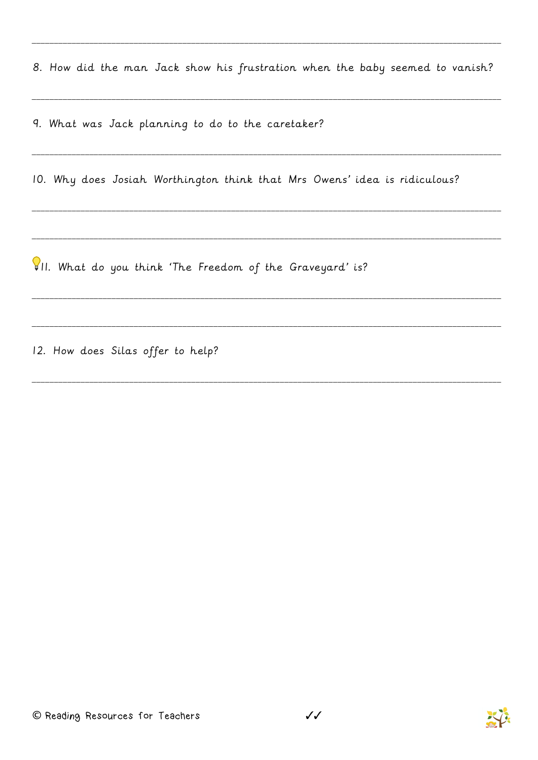8. How did the man Jack show his frustration when the baby seemed to vanish?

______________________________________________________________________

9. What was Jack planning to do to the caretaker?

______________________________________________________________________

10. Why does Josiah Worthington think that Mrs Owens' idea is ridiculous?

______________________________________________________________________

______________________________________________________________________

11. What do you think 'The Freedom of the Graveyard' is?

______________________________________________________________________

______________________________________________________________________

12. How does Silas offer to help?

______________________________________________________________________